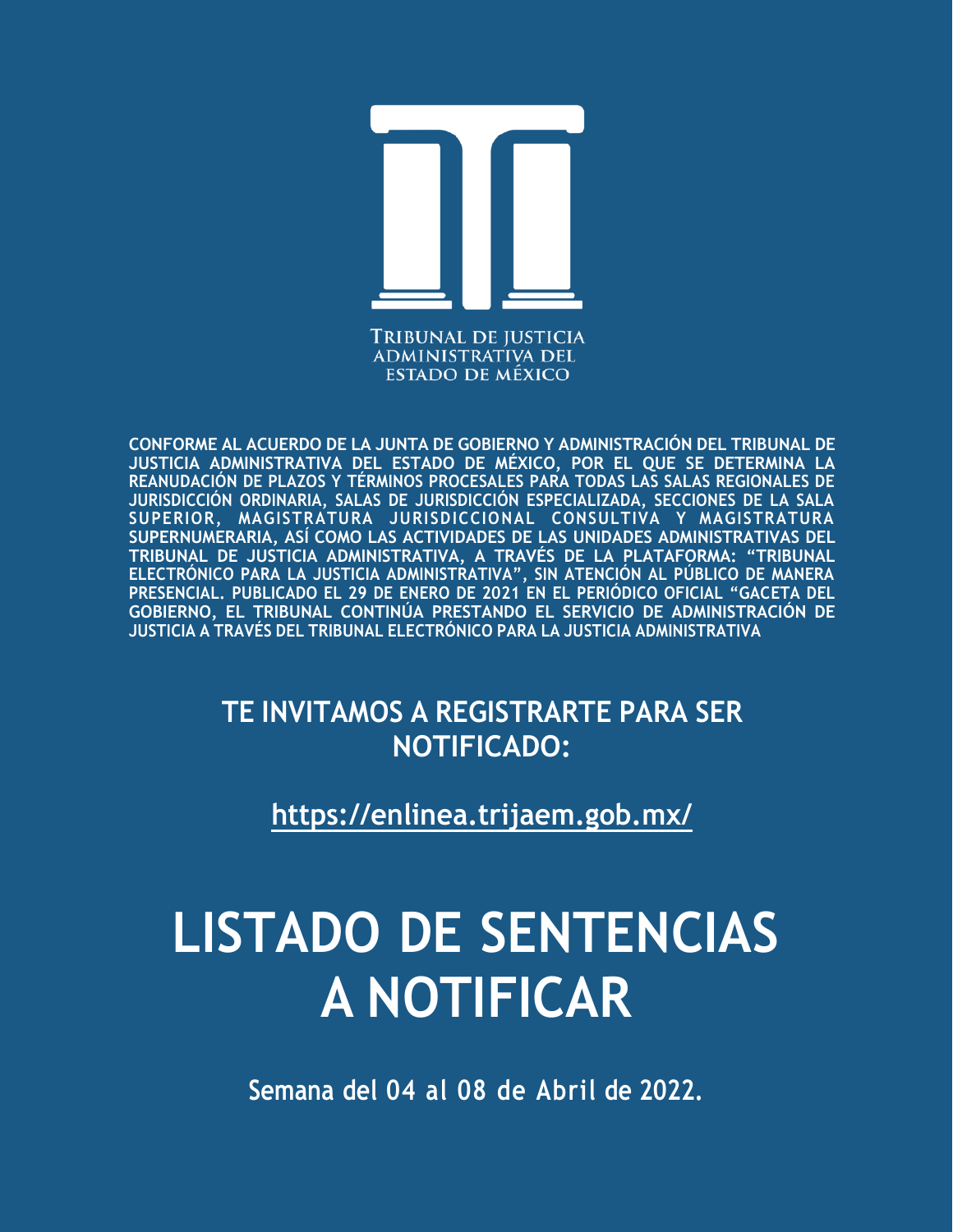TRIBUNAL DE JUSTICIA ADMINISTRATIVA DEL ESTADO DE MÉXICO

**CONFORME AL ACUERDO DE LA JUNTA DE GOBIERNO Y ADMINISTRACIÓN DEL TRIBUNAL DE JUSTICIA ADMINISTRATIVA DEL ESTADO DE MÉXICO, POR EL QUE SE DETERMINA LA REANUDACIÓN DE PLAZOS Y TÉRMINOS PROCESALES PARA TODAS LAS SALAS REGIONALES DE JURISDICCIÓN ORDINARIA, SALAS DE JURISDICCIÓN ESPECIALIZADA, SECCIONES DE LA SALA SUPERIOR, MAGISTRATURA JURISDICCIONAL CONSULTIVA Y MAGISTRATURA SUPERNUMERARIA, ASÍ COMO LAS ACTIVIDADES DE LAS UNIDADES ADMINISTRATIVAS DEL TRIBUNAL DE JUSTICIA ADMINISTRATIVA, A TRAVÉS DE LA PLATAFORMA: "TRIBUNAL ELECTRÓNICO PARA LA JUSTICIA ADMINISTRATIVA", SIN ATENCIÓN AL PÚBLICO DE MANERA PRESENCIAL. PUBLICADO EL 29 DE ENERO DE 2021 EN EL PERIÓDICO OFICIAL "GACETA DEL GOBIERNO, EL TRIBUNAL CONTINÚA PRESTANDO EL SERVICIO DE ADMINISTRACIÓN DE JUSTICIA A TRAVÉS DEL TRIBUNAL ELECTRÓNICO PARA LA JUSTICIA ADMINISTRATIVA**

## TE INVITAMOS A REGISTRARTE PARA SER NOTIFICADO:

**https://enlinea.trijaem.gob.mx/**

# LISTADO DE SENTENCIAS A NOTIFICAR

**Semana del 04 al 08 de Abril de 2022.**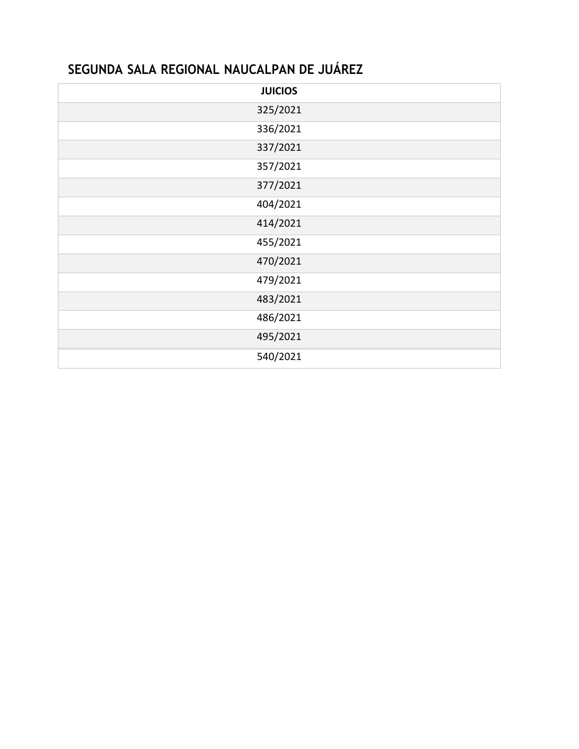## SEGUNDA SALA REGIONAL NAUCALPAN DE JUÁREZ

| JUICIOS |
|---|
| 325/2021 |
| 336/2021 |
| 337/2021 |
| 357/2021 |
| 377/2021 |
| 404/2021 |
| 414/2021 |
| 455/2021 |
| 470/2021 |
| 479/2021 |
| 483/2021 |
| 486/2021 |
| 495/2021 |
| 540/2021 |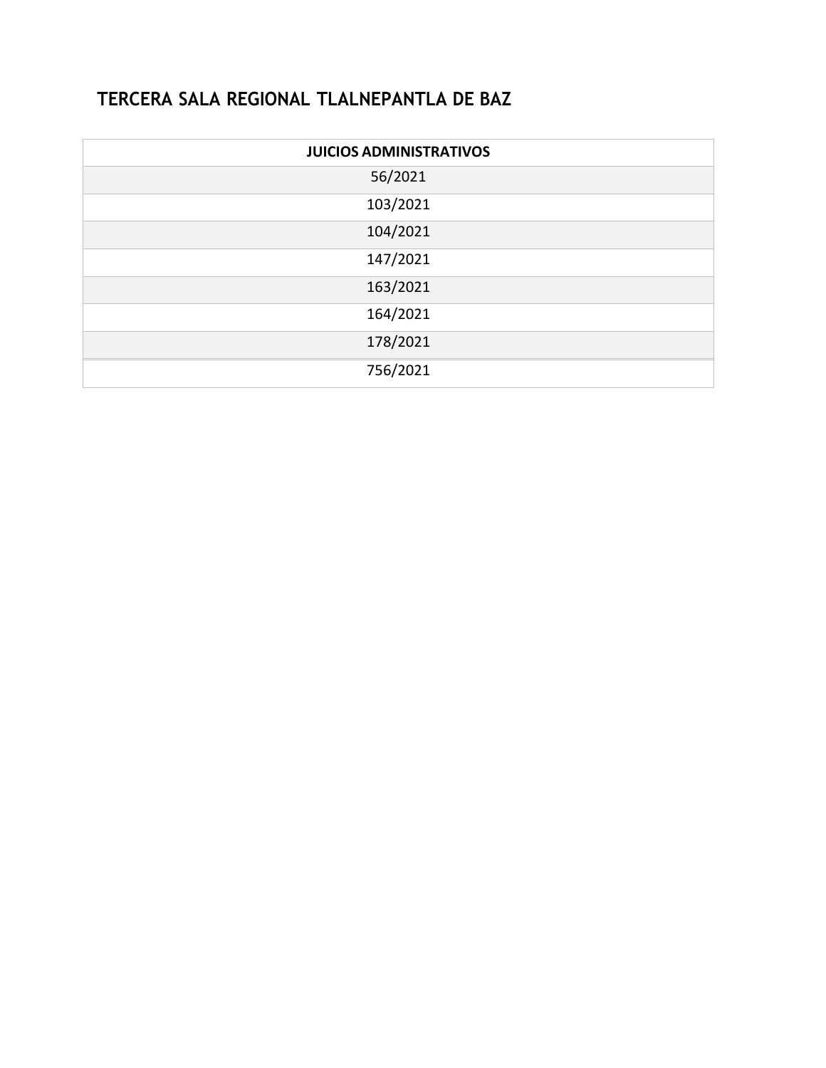## TERCERA SALA REGIONAL TLALNEPANTLA DE BAZ

| JUICIOS ADMINISTRATIVOS |
| --- |
| 56/2021 |
| 103/2021 |
| 104/2021 |
| 147/2021 |
| 163/2021 |
| 164/2021 |
| 178/2021 |
| 756/2021 |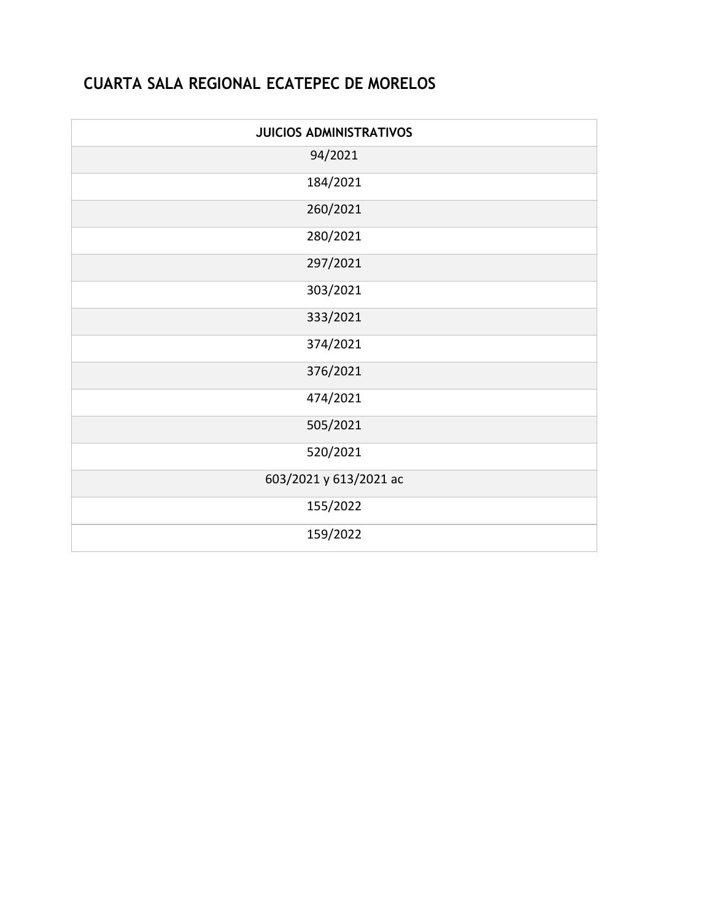## CUARTA SALA REGIONAL ECATEPEC DE MORELOS

| JUICIOS ADMINISTRATIVOS |
| --- |
| 94/2021 |
| 184/2021 |
| 260/2021 |
| 280/2021 |
| 297/2021 |
| 303/2021 |
| 333/2021 |
| 374/2021 |
| 376/2021 |
| 474/2021 |
| 505/2021 |
| 520/2021 |
| 603/2021 y 613/2021 ac |
| 155/2022 |
| 159/2022 |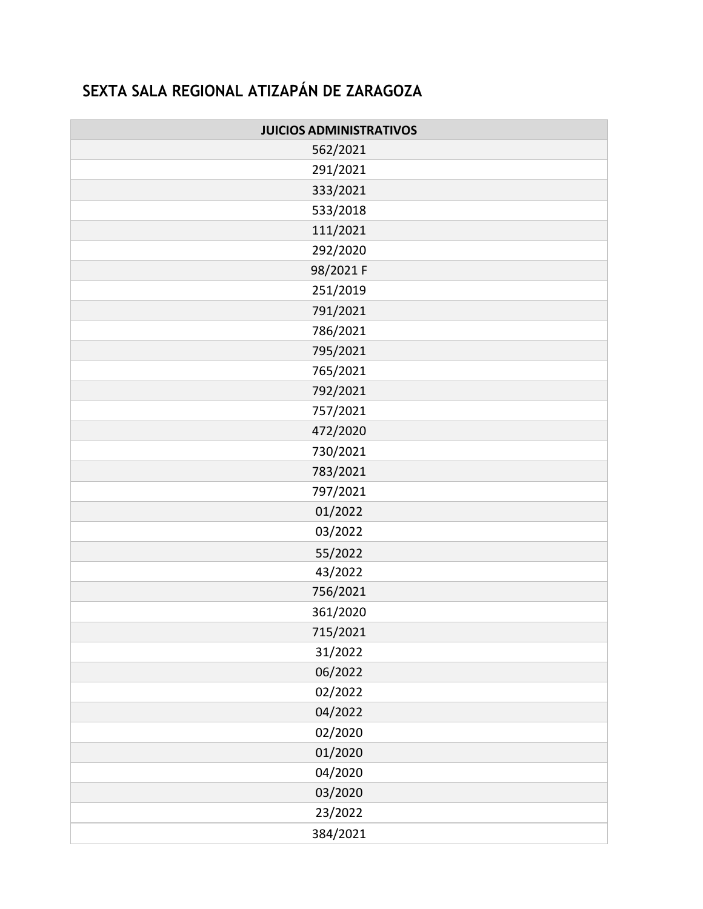## SEXTA SALA REGIONAL ATIZAPÁN DE ZARAGOZA

| JUICIOS ADMINISTRATIVOS |
| --- |
| 562/2021 |
| 291/2021 |
| 333/2021 |
| 533/2018 |
| 111/2021 |
| 292/2020 |
| 98/2021 F |
| 251/2019 |
| 791/2021 |
| 786/2021 |
| 795/2021 |
| 765/2021 |
| 792/2021 |
| 757/2021 |
| 472/2020 |
| 730/2021 |
| 783/2021 |
| 797/2021 |
| 01/2022 |
| 03/2022 |
| 55/2022 |
| 43/2022 |
| 756/2021 |
| 361/2020 |
| 715/2021 |
| 31/2022 |
| 06/2022 |
| 02/2022 |
| 04/2022 |
| 02/2020 |
| 01/2020 |
| 04/2020 |
| 03/2020 |
| 23/2022 |
| 384/2021 |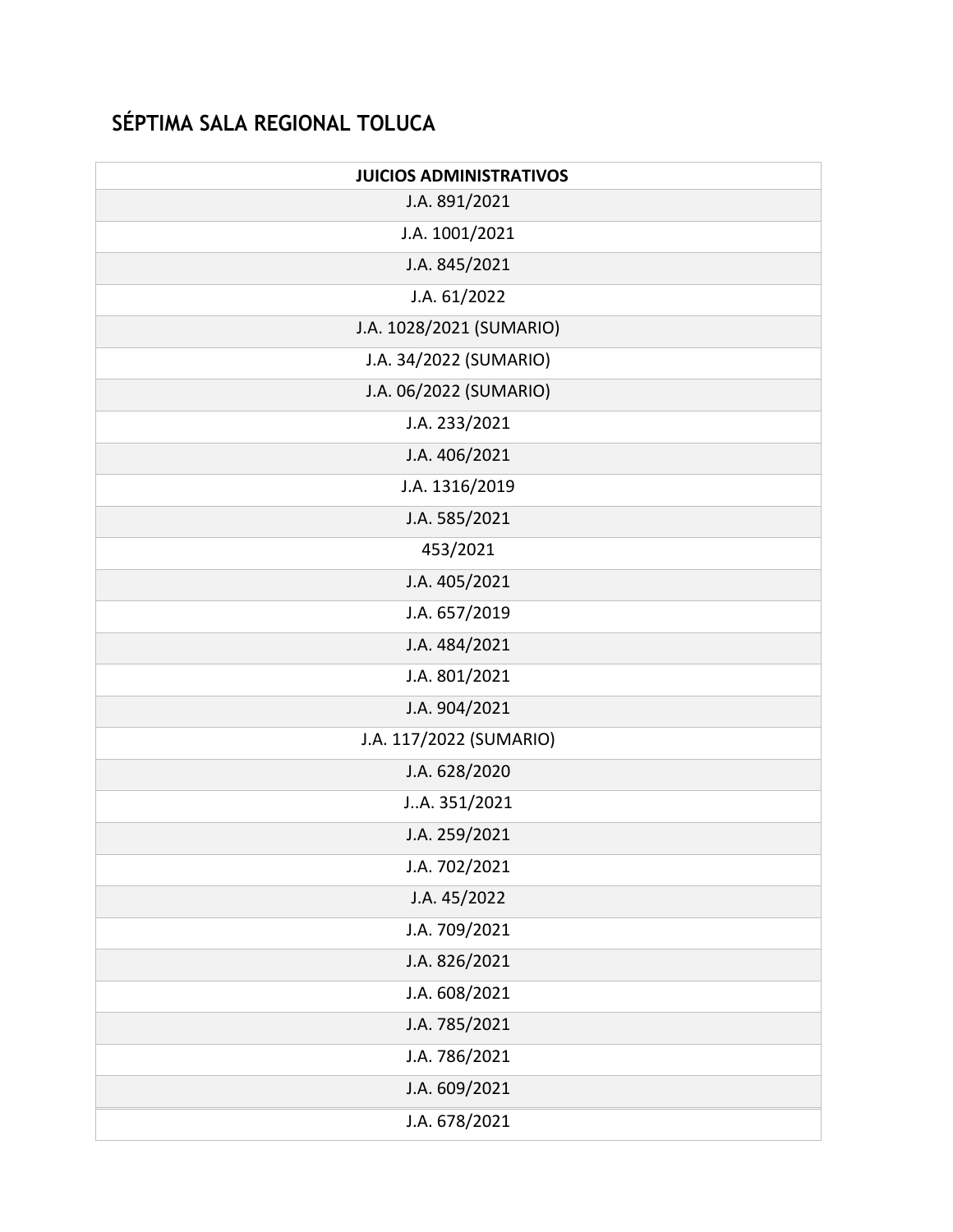## SÉPTIMA SALA REGIONAL TOLUCA

| JUICIOS ADMINISTRATIVOS |
|---|
| J.A. 891/2021 |
| J.A. 1001/2021 |
| J.A. 845/2021 |
| J.A. 61/2022 |
| J.A. 1028/2021 (SUMARIO) |
| J.A. 34/2022 (SUMARIO) |
| J.A. 06/2022 (SUMARIO) |
| J.A. 233/2021 |
| J.A. 406/2021 |
| J.A. 1316/2019 |
| J.A. 585/2021 |
| 453/2021 |
| J.A. 405/2021 |
| J.A. 657/2019 |
| J.A. 484/2021 |
| J.A. 801/2021 |
| J.A. 904/2021 |
| J.A. 117/2022 (SUMARIO) |
| J.A. 628/2020 |
| J..A. 351/2021 |
| J.A. 259/2021 |
| J.A. 702/2021 |
| J.A. 45/2022 |
| J.A. 709/2021 |
| J.A. 826/2021 |
| J.A. 608/2021 |
| J.A. 785/2021 |
| J.A. 786/2021 |
| J.A. 609/2021 |
| J.A. 678/2021 |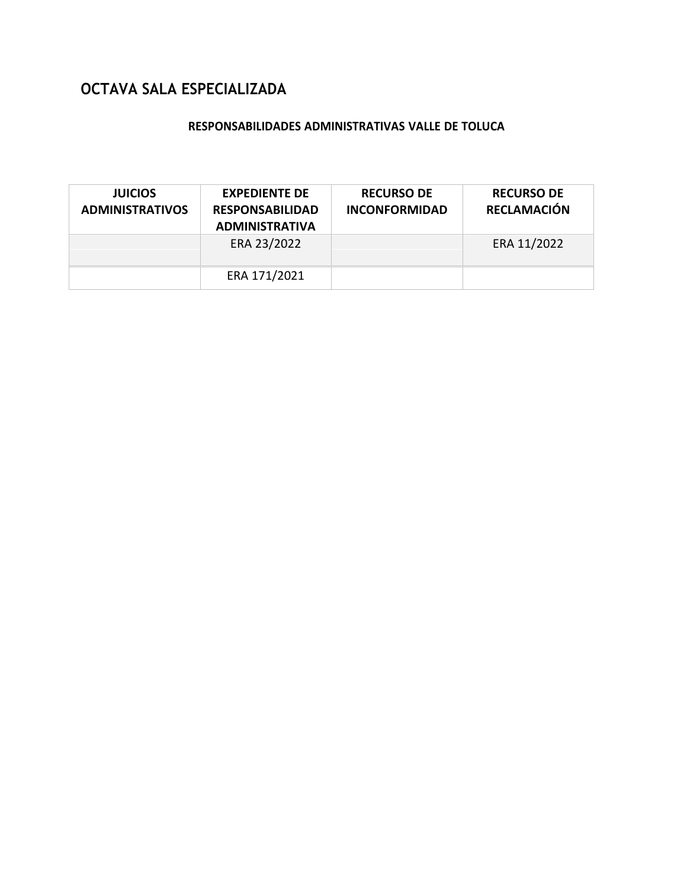# OCTAVA SALA ESPECIALIZADA

**RESPONSABILIDADES ADMINISTRATIVAS VALLE DE TOLUCA**

| JUICIOS ADMINISTRATIVOS | EXPEDIENTE DE RESPONSABILIDAD ADMINISTRATIVA | RECURSO DE INCONFORMIDAD | RECURSO DE RECLAMACIÓN |
|---|---|---|---|
| | ERA 23/2022 | | ERA 11/2022 |
| | ERA 171/2021 | | |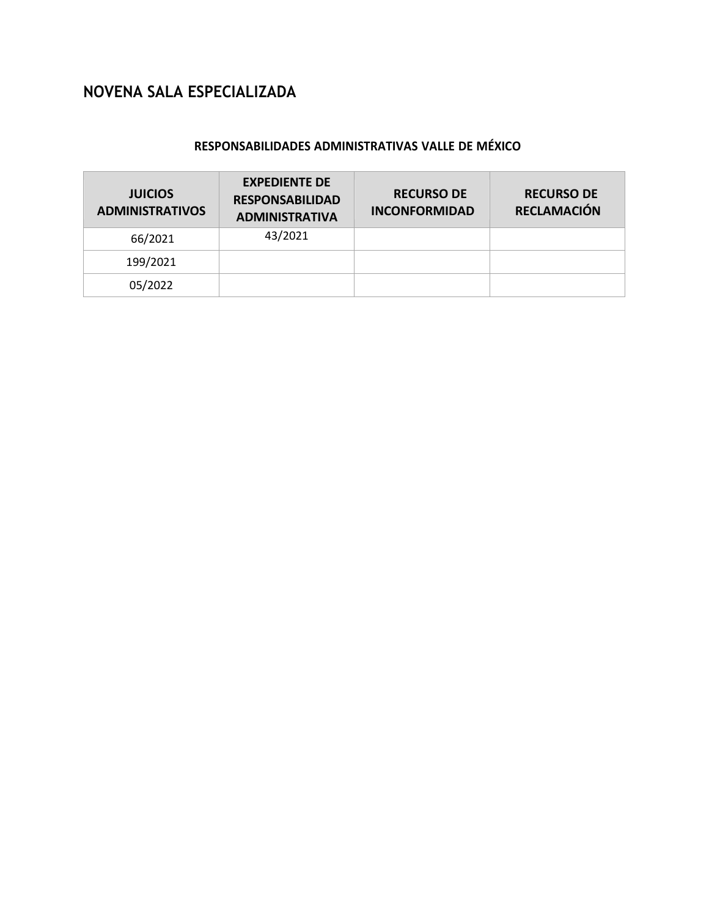# NOVENA SALA ESPECIALIZADA

## RESPONSABILIDADES ADMINISTRATIVAS VALLE DE MÉXICO

| JUICIOS ADMINISTRATIVOS | EXPEDIENTE DE RESPONSABILIDAD ADMINISTRATIVA | RECURSO DE INCONFORMIDAD | RECURSO DE RECLAMACIÓN |
|---|---|---|---|
| 66/2021 | 43/2021 | | |
| 199/2021 | | | |
| 05/2022 | | | |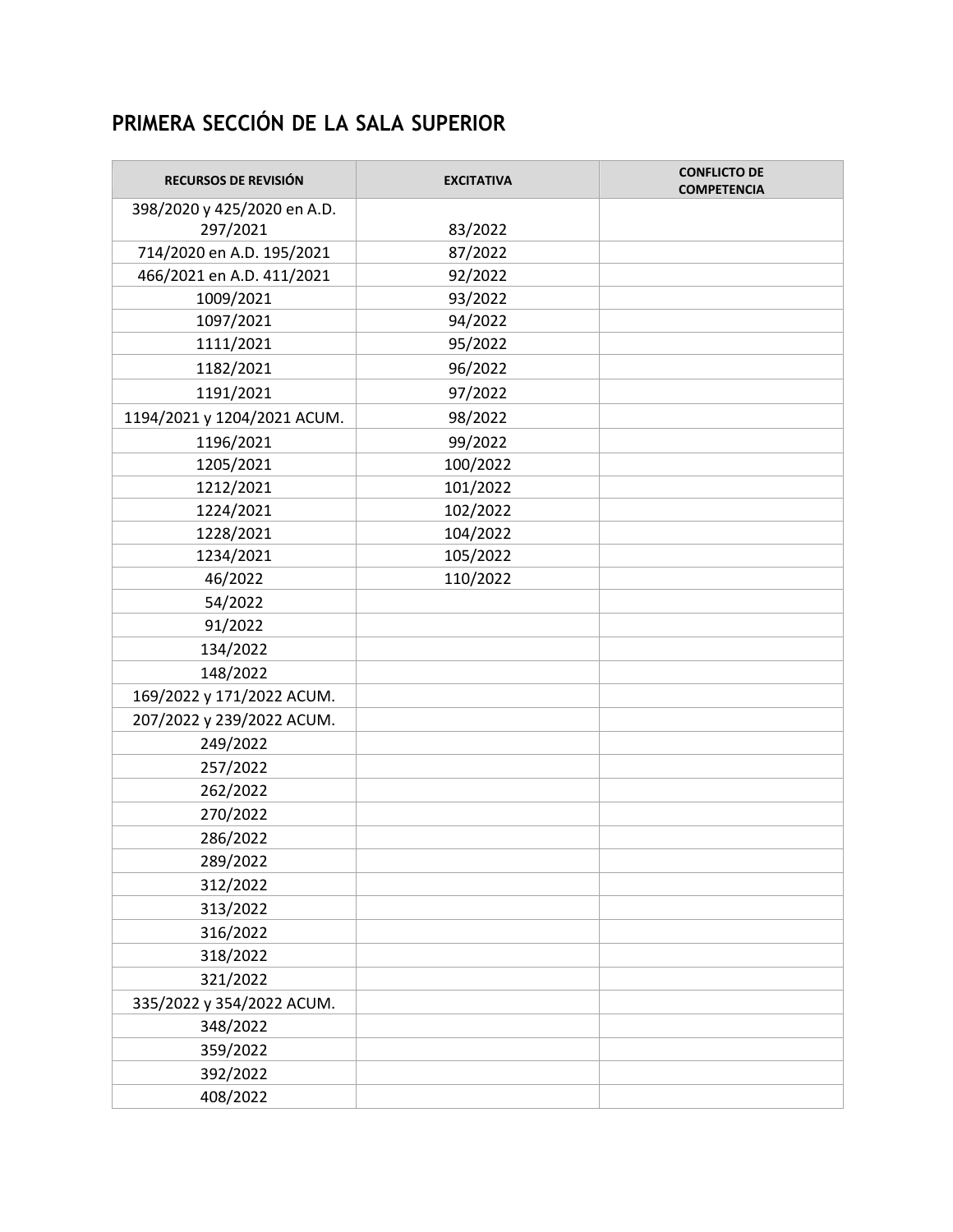## PRIMERA SECCIÓN DE LA SALA SUPERIOR

| RECURSOS DE REVISIÓN | EXCITATIVA | CONFLICTO DE COMPETENCIA |
|---|---|---|
| 398/2020 y 425/2020 en A.D. 297/2021 | 83/2022 | |
| 714/2020 en A.D. 195/2021 | 87/2022 | |
| 466/2021 en A.D. 411/2021 | 92/2022 | |
| 1009/2021 | 93/2022 | |
| 1097/2021 | 94/2022 | |
| 1111/2021 | 95/2022 | |
| 1182/2021 | 96/2022 | |
| 1191/2021 | 97/2022 | |
| 1194/2021 y 1204/2021 ACUM. | 98/2022 | |
| 1196/2021 | 99/2022 | |
| 1205/2021 | 100/2022 | |
| 1212/2021 | 101/2022 | |
| 1224/2021 | 102/2022 | |
| 1228/2021 | 104/2022 | |
| 1234/2021 | 105/2022 | |
| 46/2022 | 110/2022 | |
| 54/2022 | | |
| 91/2022 | | |
| 134/2022 | | |
| 148/2022 | | |
| 169/2022 y 171/2022 ACUM. | | |
| 207/2022 y 239/2022 ACUM. | | |
| 249/2022 | | |
| 257/2022 | | |
| 262/2022 | | |
| 270/2022 | | |
| 286/2022 | | |
| 289/2022 | | |
| 312/2022 | | |
| 313/2022 | | |
| 316/2022 | | |
| 318/2022 | | |
| 321/2022 | | |
| 335/2022 y 354/2022 ACUM. | | |
| 348/2022 | | |
| 359/2022 | | |
| 392/2022 | | |
| 408/2022 | | |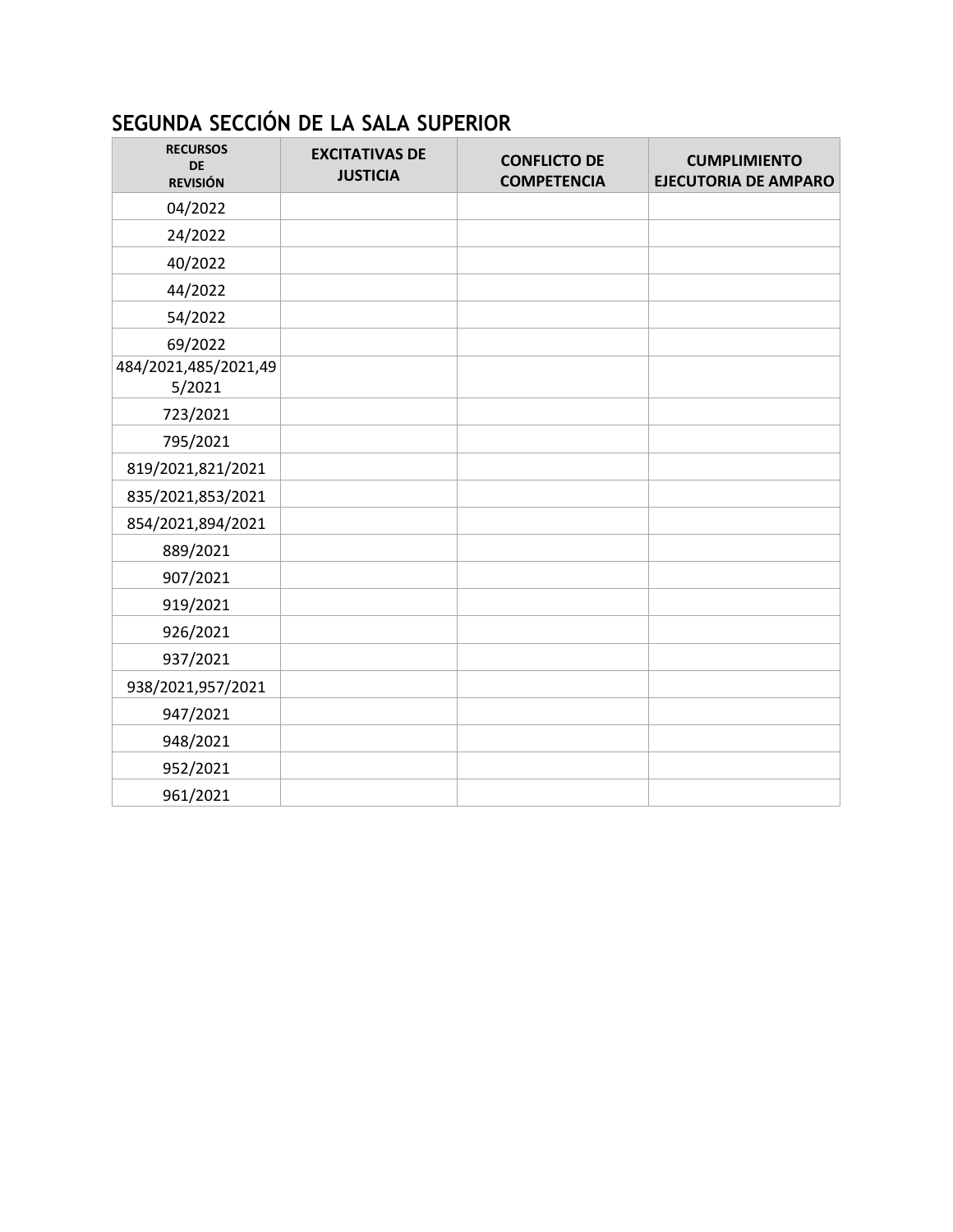## SEGUNDA SECCIÓN DE LA SALA SUPERIOR

| RECURSOS DE REVISIÓN | EXCITATIVAS DE JUSTICIA | CONFLICTO DE COMPETENCIA | CUMPLIMIENTO EJECUTORIA DE AMPARO |
|---|---|---|---|
| 04/2022 | | | |
| 24/2022 | | | |
| 40/2022 | | | |
| 44/2022 | | | |
| 54/2022 | | | |
| 69/2022 | | | |
| 484/2021,485/2021,495/2021 | | | |
| 723/2021 | | | |
| 795/2021 | | | |
| 819/2021,821/2021 | | | |
| 835/2021,853/2021 | | | |
| 854/2021,894/2021 | | | |
| 889/2021 | | | |
| 907/2021 | | | |
| 919/2021 | | | |
| 926/2021 | | | |
| 937/2021 | | | |
| 938/2021,957/2021 | | | |
| 947/2021 | | | |
| 948/2021 | | | |
| 952/2021 | | | |
| 961/2021 | | | |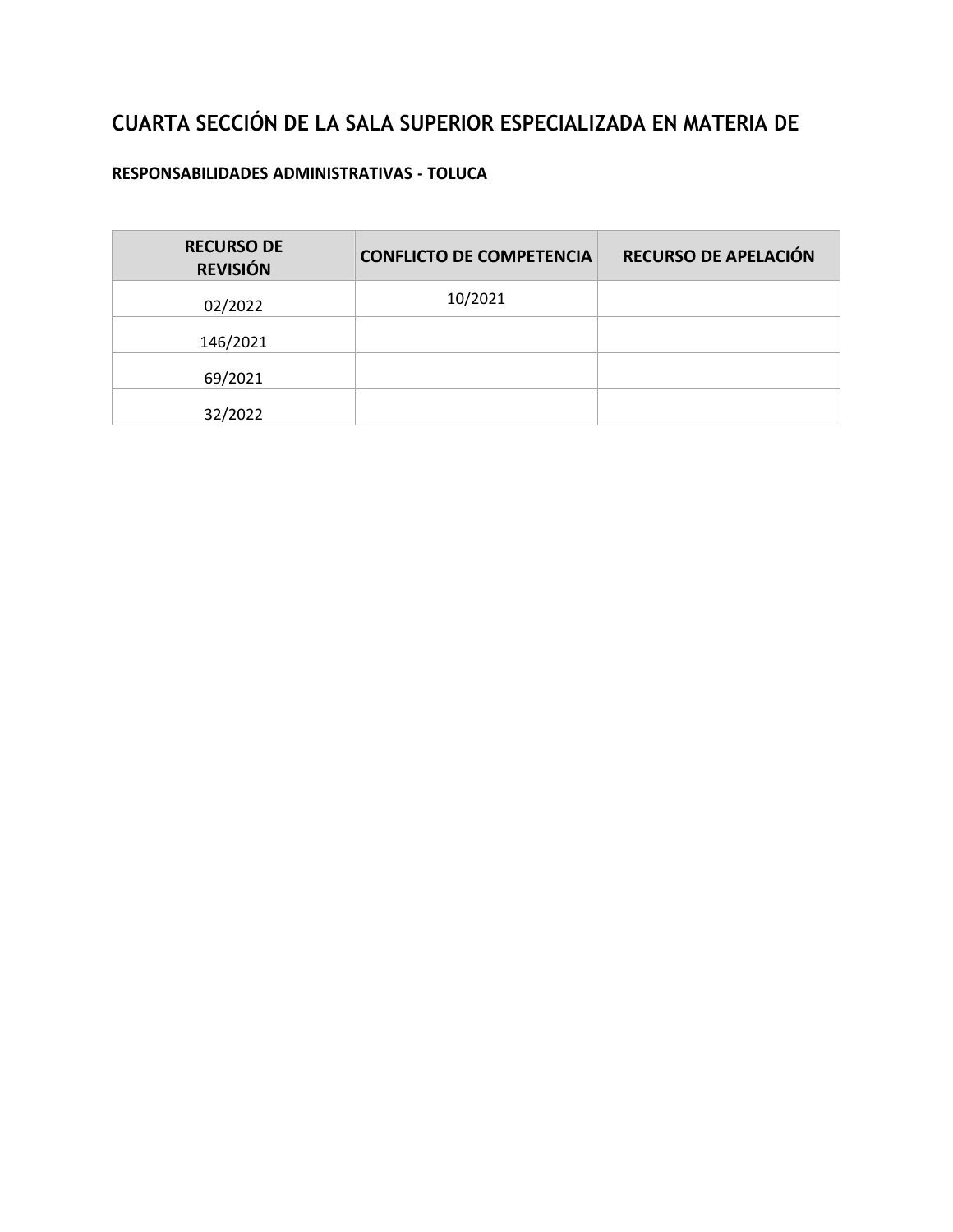## CUARTA SECCIÓN DE LA SALA SUPERIOR ESPECIALIZADA EN MATERIA DE

**RESPONSABILIDADES ADMINISTRATIVAS - TOLUCA**

| RECURSO DE REVISIÓN | CONFLICTO DE COMPETENCIA | RECURSO DE APELACIÓN |
|---|---|---|
| 02/2022 | 10/2021 | |
| 146/2021 | | |
| 69/2021 | | |
| 32/2022 | | |